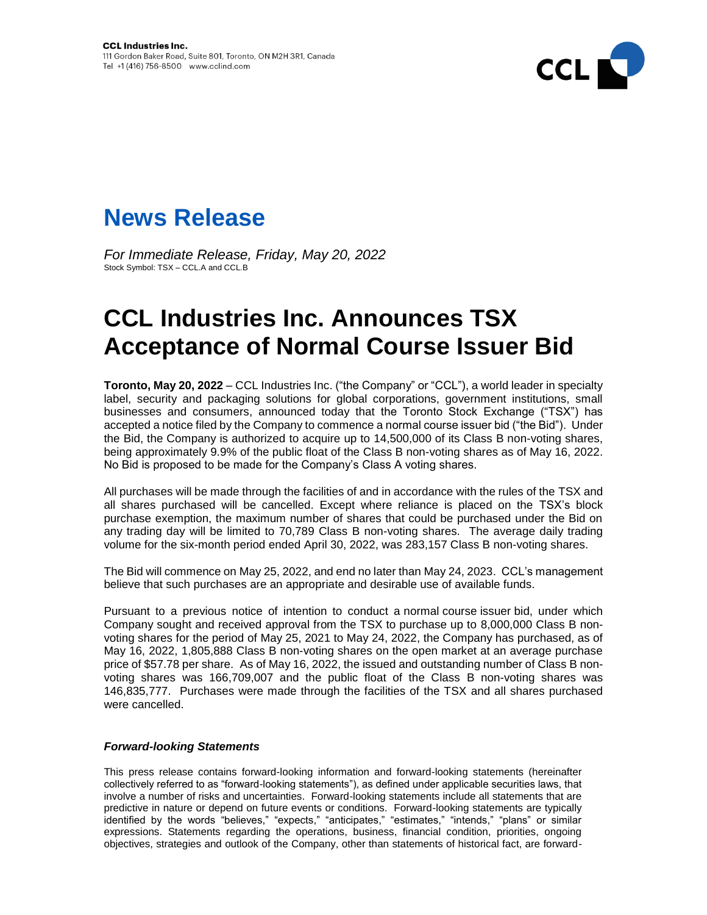**CCL Industries Inc.**
111 Gordon Baker Road, Suite 801, Toronto, ON M2H 3R1, Canada
Tel +1 (416) 756-8500 www.cclind.com

# News Release

*For Immediate Release, Friday, May 20, 2022*
Stock Symbol: TSX – CCL.A and CCL.B

# CCL Industries Inc. Announces TSX Acceptance of Normal Course Issuer Bid

**Toronto, May 20, 2022** – CCL Industries Inc. ("the Company" or "CCL"), a world leader in specialty label, security and packaging solutions for global corporations, government institutions, small businesses and consumers, announced today that the Toronto Stock Exchange ("TSX") has accepted a notice filed by the Company to commence a normal course issuer bid ("the Bid"). Under the Bid, the Company is authorized to acquire up to 14,500,000 of its Class B non-voting shares, being approximately 9.9% of the public float of the Class B non-voting shares as of May 16, 2022. No Bid is proposed to be made for the Company's Class A voting shares.

All purchases will be made through the facilities of and in accordance with the rules of the TSX and all shares purchased will be cancelled. Except where reliance is placed on the TSX's block purchase exemption, the maximum number of shares that could be purchased under the Bid on any trading day will be limited to 70,789 Class B non-voting shares. The average daily trading volume for the six-month period ended April 30, 2022, was 283,157 Class B non-voting shares.

The Bid will commence on May 25, 2022, and end no later than May 24, 2023. CCL's management believe that such purchases are an appropriate and desirable use of available funds.

Pursuant to a previous notice of intention to conduct a normal course issuer bid, under which Company sought and received approval from the TSX to purchase up to 8,000,000 Class B non-voting shares for the period of May 25, 2021 to May 24, 2022, the Company has purchased, as of May 16, 2022, 1,805,888 Class B non-voting shares on the open market at an average purchase price of $57.78 per share. As of May 16, 2022, the issued and outstanding number of Class B non-voting shares was 166,709,007 and the public float of the Class B non-voting shares was 146,835,777. Purchases were made through the facilities of the TSX and all shares purchased were cancelled.

***Forward-looking Statements***

This press release contains forward-looking information and forward-looking statements (hereinafter collectively referred to as "forward-looking statements"), as defined under applicable securities laws, that involve a number of risks and uncertainties. Forward-looking statements include all statements that are predictive in nature or depend on future events or conditions. Forward-looking statements are typically identified by the words "believes," "expects," "anticipates," "estimates," "intends," "plans" or similar expressions. Statements regarding the operations, business, financial condition, priorities, ongoing objectives, strategies and outlook of the Company, other than statements of historical fact, are forward-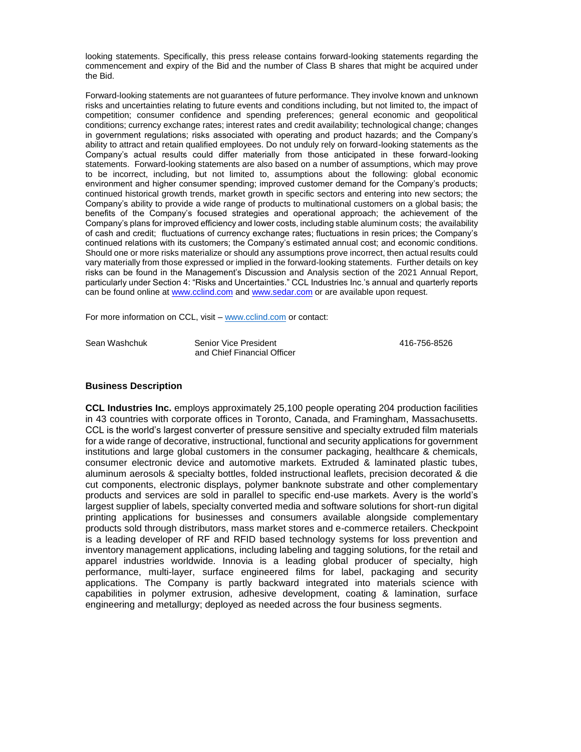looking statements. Specifically, this press release contains forward-looking statements regarding the commencement and expiry of the Bid and the number of Class B shares that might be acquired under the Bid.

Forward-looking statements are not guarantees of future performance. They involve known and unknown risks and uncertainties relating to future events and conditions including, but not limited to, the impact of competition; consumer confidence and spending preferences; general economic and geopolitical conditions; currency exchange rates; interest rates and credit availability; technological change; changes in government regulations; risks associated with operating and product hazards; and the Company's ability to attract and retain qualified employees. Do not unduly rely on forward-looking statements as the Company's actual results could differ materially from those anticipated in these forward-looking statements. Forward-looking statements are also based on a number of assumptions, which may prove to be incorrect, including, but not limited to, assumptions about the following: global economic environment and higher consumer spending; improved customer demand for the Company's products; continued historical growth trends, market growth in specific sectors and entering into new sectors; the Company's ability to provide a wide range of products to multinational customers on a global basis; the benefits of the Company's focused strategies and operational approach; the achievement of the Company's plans for improved efficiency and lower costs, including stable aluminum costs; the availability of cash and credit; fluctuations of currency exchange rates; fluctuations in resin prices; the Company's continued relations with its customers; the Company's estimated annual cost; and economic conditions. Should one or more risks materialize or should any assumptions prove incorrect, then actual results could vary materially from those expressed or implied in the forward-looking statements. Further details on key risks can be found in the Management's Discussion and Analysis section of the 2021 Annual Report, particularly under Section 4: "Risks and Uncertainties." CCL Industries Inc.'s annual and quarterly reports can be found online at www.cclind.com and www.sedar.com or are available upon request.

For more information on CCL, visit – www.cclind.com or contact:

| | | |
|---|---|---|
| Sean Washchuk | Senior Vice President and Chief Financial Officer | 416-756-8526 |

### Business Description

**CCL Industries Inc.** employs approximately 25,100 people operating 204 production facilities in 43 countries with corporate offices in Toronto, Canada, and Framingham, Massachusetts. CCL is the world's largest converter of pressure sensitive and specialty extruded film materials for a wide range of decorative, instructional, functional and security applications for government institutions and large global customers in the consumer packaging, healthcare & chemicals, consumer electronic device and automotive markets. Extruded & laminated plastic tubes, aluminum aerosols & specialty bottles, folded instructional leaflets, precision decorated & die cut components, electronic displays, polymer banknote substrate and other complementary products and services are sold in parallel to specific end-use markets. Avery is the world's largest supplier of labels, specialty converted media and software solutions for short-run digital printing applications for businesses and consumers available alongside complementary products sold through distributors, mass market stores and e-commerce retailers. Checkpoint is a leading developer of RF and RFID based technology systems for loss prevention and inventory management applications, including labeling and tagging solutions, for the retail and apparel industries worldwide. Innovia is a leading global producer of specialty, high performance, multi-layer, surface engineered films for label, packaging and security applications. The Company is partly backward integrated into materials science with capabilities in polymer extrusion, adhesive development, coating & lamination, surface engineering and metallurgy; deployed as needed across the four business segments.